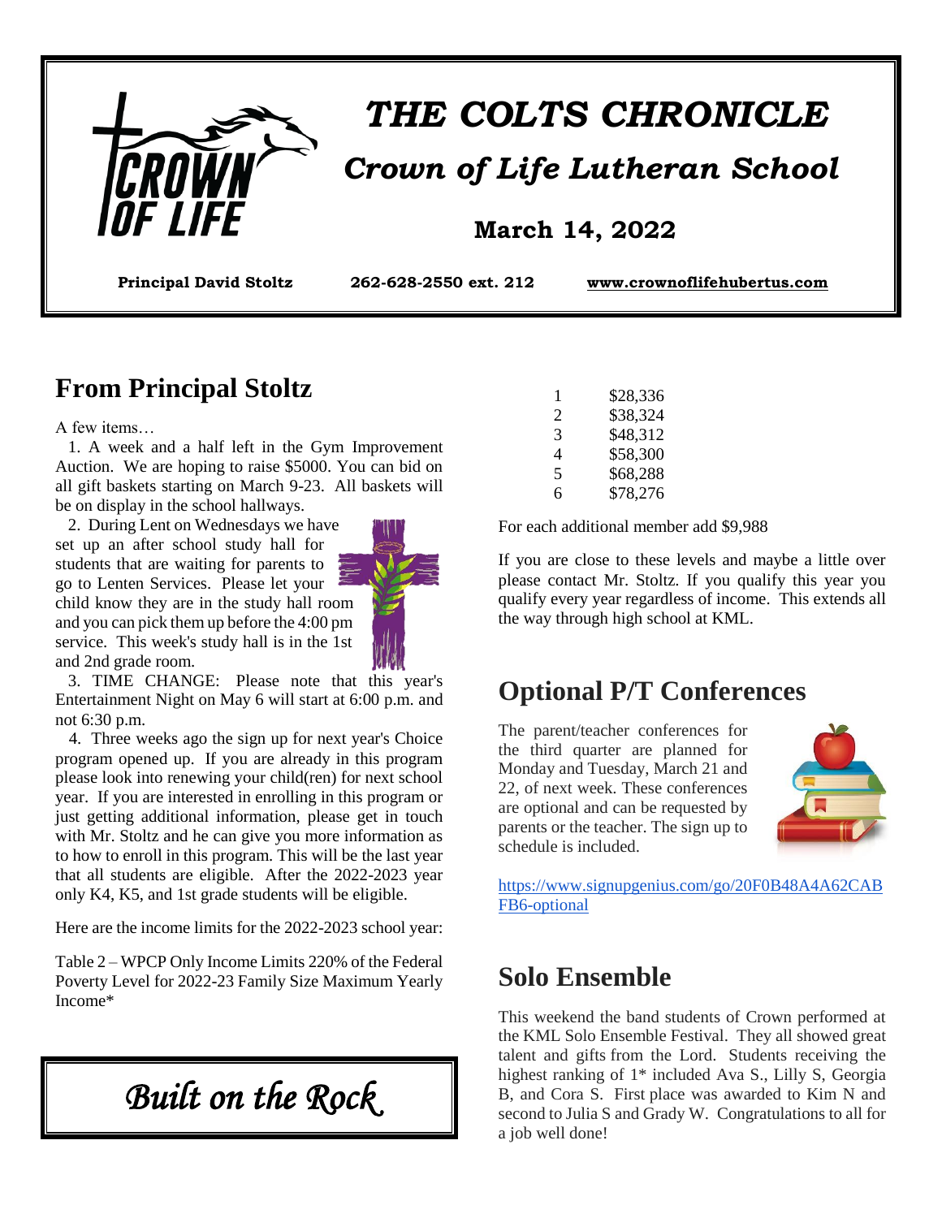# THE COLTS CHRONICLE

## Crown of Life Lutheran School

### March 14, 2022

**Principal David Stoltz** **262-628-2550 ext. 212** **www.crownoflifehubertus.com**

## From Principal Stoltz

A few items…

1. A week and a half left in the Gym Improvement Auction. We are hoping to raise $5000. You can bid on all gift baskets starting on March 9-23. All baskets will be on display in the school hallways.

2. During Lent on Wednesdays we have set up an after school study hall for students that are waiting for parents to go to Lenten Services. Please let your child know they are in the study hall room and you can pick them up before the 4:00 pm service. This week's study hall is in the 1st and 2nd grade room.

3. TIME CHANGE: Please note that this year's Entertainment Night on May 6 will start at 6:00 p.m. and not 6:30 p.m.

4. Three weeks ago the sign up for next year's Choice program opened up. If you are already in this program please look into renewing your child(ren) for next school year. If you are interested in enrolling in this program or just getting additional information, please get in touch with Mr. Stoltz and he can give you more information as to how to enroll in this program. This will be the last year that all students are eligible. After the 2022-2023 year only K4, K5, and 1st grade students will be eligible.

Here are the income limits for the 2022-2023 school year:

Table 2 – WPCP Only Income Limits 220% of the Federal Poverty Level for 2022-23 Family Size Maximum Yearly Income*

| Family Size | Maximum Yearly Income |
|---|---|
| 1 | $28,336 |
| 2 | $38,324 |
| 3 | $48,312 |
| 4 | $58,300 |
| 5 | $68,288 |
| 6 | $78,276 |

For each additional member add $9,988

If you are close to these levels and maybe a little over please contact Mr. Stoltz. If you qualify this year you qualify every year regardless of income. This extends all the way through high school at KML.

*Built on the Rock*

## Optional P/T Conferences

The parent/teacher conferences for the third quarter are planned for Monday and Tuesday, March 21 and 22, of next week. These conferences are optional and can be requested by parents or the teacher. The sign up to schedule is included.

https://www.signupgenius.com/go/20F0B48A4A62CABFB6-optional

## Solo Ensemble

This weekend the band students of Crown performed at the KML Solo Ensemble Festival. They all showed great talent and gifts from the Lord. Students receiving the highest ranking of 1* included Ava S., Lilly S, Georgia B, and Cora S. First place was awarded to Kim N and second to Julia S and Grady W. Congratulations to all for a job well done!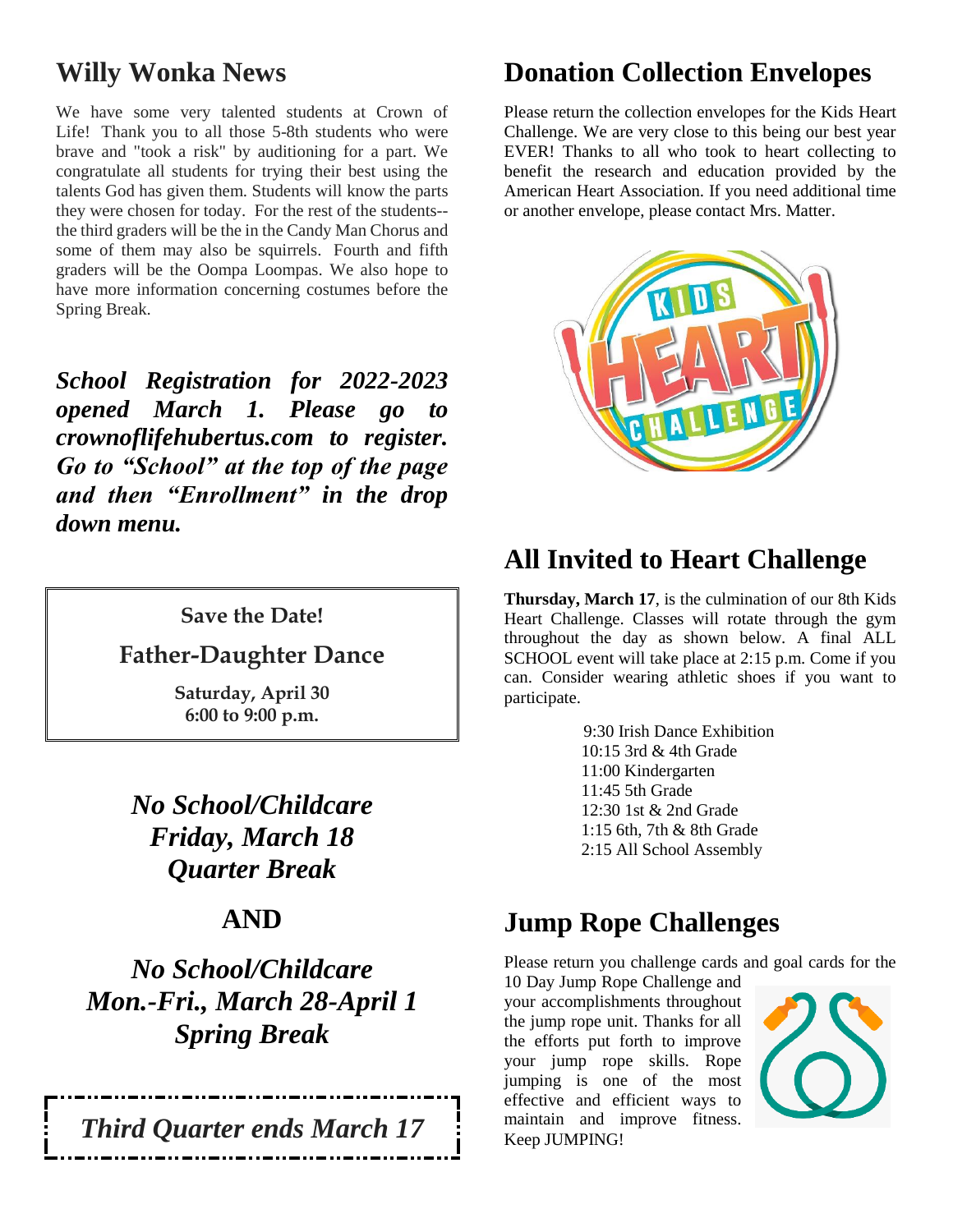## Willy Wonka News

We have some very talented students at Crown of Life! Thank you to all those 5-8th students who were brave and "took a risk" by auditioning for a part. We congratulate all students for trying their best using the talents God has given them. Students will know the parts they were chosen for today. For the rest of the students--the third graders will be the in the Candy Man Chorus and some of them may also be squirrels. Fourth and fifth graders will be the Oompa Loompas. We also hope to have more information concerning costumes before the Spring Break.

***School Registration for 2022-2023 opened March 1. Please go to crownoflifehubertus.com to register. Go to "School" at the top of the page and then "Enrollment" in the drop down menu.***

**Save the Date!**

**Father-Daughter Dance**

**Saturday, April 30**
**6:00 to 9:00 p.m.**

***No School/Childcare***
***Friday, March 18***
***Quarter Break***

**AND**

***No School/Childcare***
***Mon.-Fri., March 28-April 1***
***Spring Break***

***Third Quarter ends March 17***

## Donation Collection Envelopes

Please return the collection envelopes for the Kids Heart Challenge. We are very close to this being our best year EVER! Thanks to all who took to heart collecting to benefit the research and education provided by the American Heart Association. If you need additional time or another envelope, please contact Mrs. Matter.

## All Invited to Heart Challenge

**Thursday, March 17**, is the culmination of our 8th Kids Heart Challenge. Classes will rotate through the gym throughout the day as shown below. A final ALL SCHOOL event will take place at 2:15 p.m. Come if you can. Consider wearing athletic shoes if you want to participate.

9:30 Irish Dance Exhibition
10:15 3rd & 4th Grade
11:00 Kindergarten
11:45 5th Grade
12:30 1st & 2nd Grade
1:15 6th, 7th & 8th Grade
2:15 All School Assembly

## Jump Rope Challenges

Please return you challenge cards and goal cards for the 10 Day Jump Rope Challenge and your accomplishments throughout the jump rope unit. Thanks for all the efforts put forth to improve your jump rope skills. Rope jumping is one of the most effective and efficient ways to maintain and improve fitness. Keep JUMPING!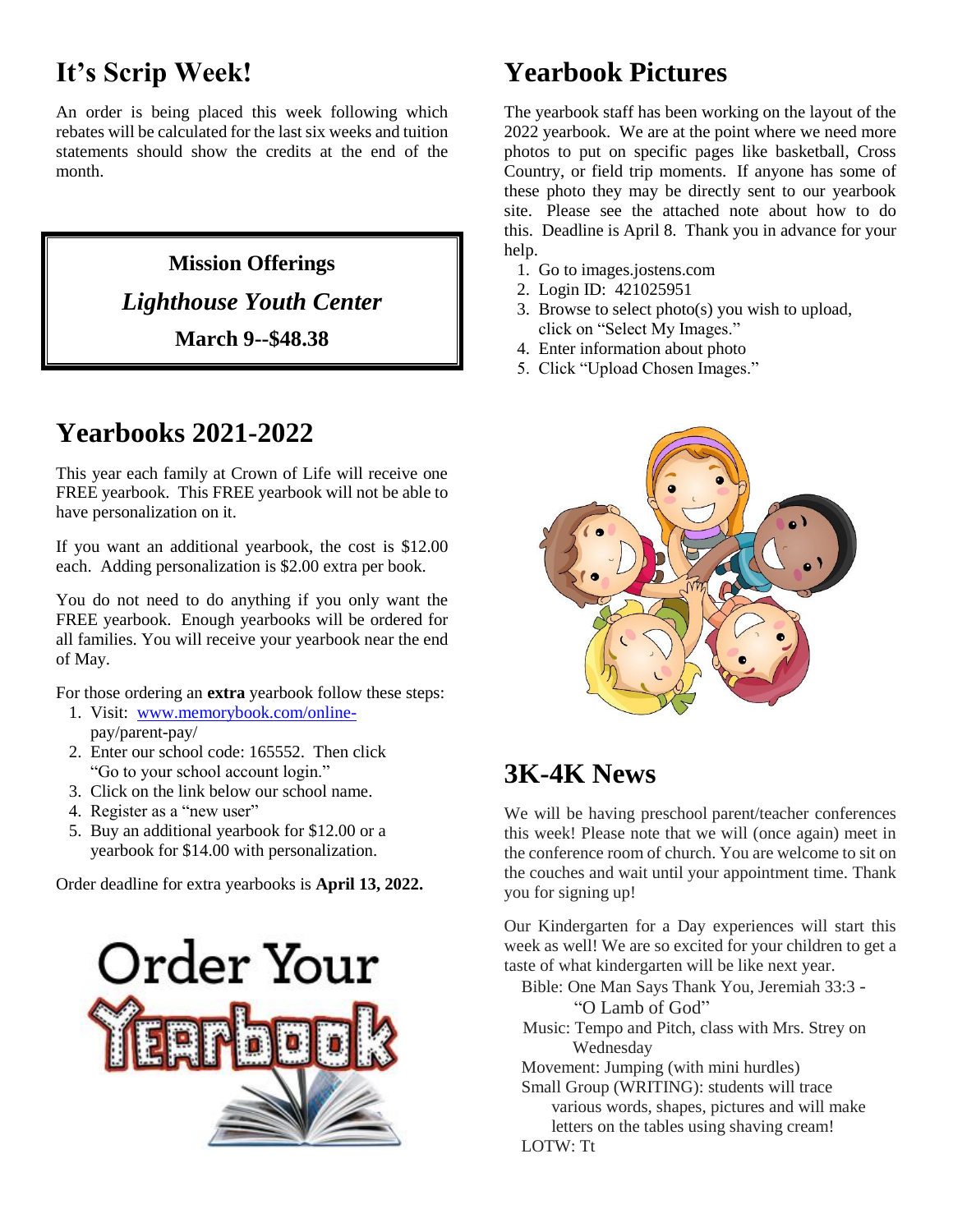## It's Scrip Week!

An order is being placed this week following which rebates will be calculated for the last six weeks and tuition statements should show the credits at the end of the month.

**Mission Offerings**

***Lighthouse Youth Center***

**March 9--$48.38**

## Yearbooks 2021-2022

This year each family at Crown of Life will receive one FREE yearbook. This FREE yearbook will not be able to have personalization on it.

If you want an additional yearbook, the cost is $12.00 each. Adding personalization is $2.00 extra per book.

You do not need to do anything if you only want the FREE yearbook. Enough yearbooks will be ordered for all families. You will receive your yearbook near the end of May.

For those ordering an **extra** yearbook follow these steps:

1. Visit: www.memorybook.com/online-pay/parent-pay/
2. Enter our school code: 165552. Then click "Go to your school account login."
3. Click on the link below our school name.
4. Register as a "new user"
5. Buy an additional yearbook for $12.00 or a yearbook for $14.00 with personalization.

Order deadline for extra yearbooks is **April 13, 2022.**

## Yearbook Pictures

The yearbook staff has been working on the layout of the 2022 yearbook. We are at the point where we need more photos to put on specific pages like basketball, Cross Country, or field trip moments. If anyone has some of these photo they may be directly sent to our yearbook site. Please see the attached note about how to do this. Deadline is April 8. Thank you in advance for your help.

1. Go to images.jostens.com
2. Login ID: 421025951
3. Browse to select photo(s) you wish to upload, click on "Select My Images."
4. Enter information about photo
5. Click "Upload Chosen Images."

## 3K-4K News

We will be having preschool parent/teacher conferences this week! Please note that we will (once again) meet in the conference room of church. You are welcome to sit on the couches and wait until your appointment time. Thank you for signing up!

Our Kindergarten for a Day experiences will start this week as well! We are so excited for your children to get a taste of what kindergarten will be like next year.

Bible: One Man Says Thank You, Jeremiah 33:3 - "O Lamb of God"
Music: Tempo and Pitch, class with Mrs. Strey on Wednesday
Movement: Jumping (with mini hurdles)
Small Group (WRITING): students will trace various words, shapes, pictures and will make letters on the tables using shaving cream!
LOTW: Tt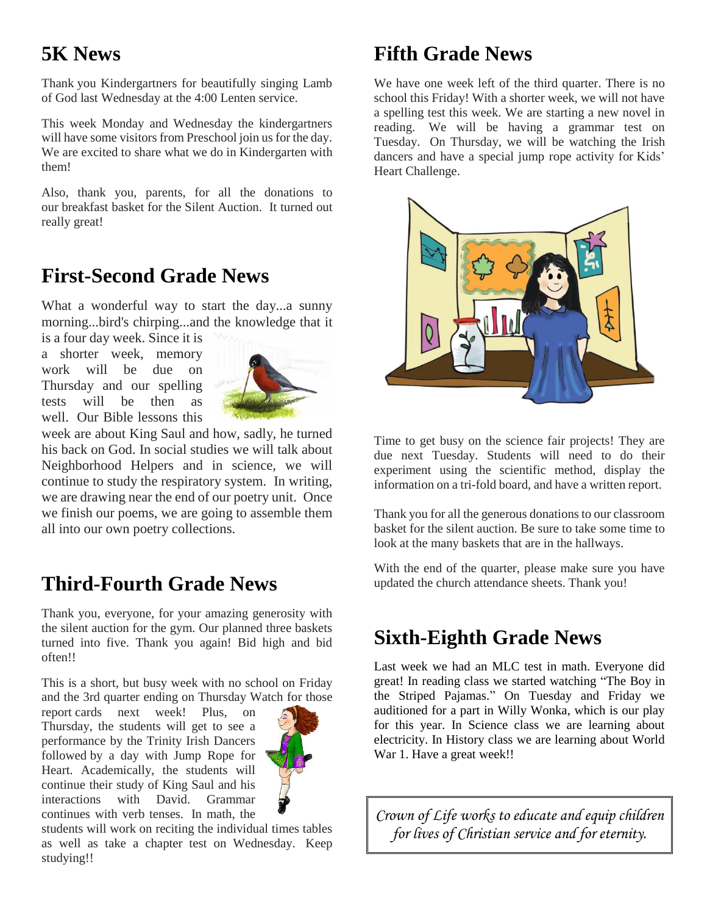## 5K News

Thank you Kindergartners for beautifully singing Lamb of God last Wednesday at the 4:00 Lenten service.

This week Monday and Wednesday the kindergartners will have some visitors from Preschool join us for the day. We are excited to share what we do in Kindergarten with them!

Also, thank you, parents, for all the donations to our breakfast basket for the Silent Auction. It turned out really great!

## First-Second Grade News

What a wonderful way to start the day...a sunny morning...bird's chirping...and the knowledge that it is a four day week. Since it is a shorter week, memory work will be due on Thursday and our spelling tests will be then as well. Our Bible lessons this week are about King Saul and how, sadly, he turned his back on God. In social studies we will talk about Neighborhood Helpers and in science, we will continue to study the respiratory system. In writing, we are drawing near the end of our poetry unit. Once we finish our poems, we are going to assemble them all into our own poetry collections.

## Third-Fourth Grade News

Thank you, everyone, for your amazing generosity with the silent auction for the gym. Our planned three baskets turned into five. Thank you again! Bid high and bid often!!

This is a short, but busy week with no school on Friday and the 3rd quarter ending on Thursday Watch for those report cards next week! Plus, on Thursday, the students will get to see a performance by the Trinity Irish Dancers followed by a day with Jump Rope for Heart. Academically, the students will continue their study of King Saul and his interactions with David. Grammar continues with verb tenses. In math, the students will work on reciting the individual times tables as well as take a chapter test on Wednesday. Keep studying!!

## Fifth Grade News

We have one week left of the third quarter. There is no school this Friday! With a shorter week, we will not have a spelling test this week. We are starting a new novel in reading. We will be having a grammar test on Tuesday. On Thursday, we will be watching the Irish dancers and have a special jump rope activity for Kids' Heart Challenge.

Time to get busy on the science fair projects! They are due next Tuesday. Students will need to do their experiment using the scientific method, display the information on a tri-fold board, and have a written report.

Thank you for all the generous donations to our classroom basket for the silent auction. Be sure to take some time to look at the many baskets that are in the hallways.

With the end of the quarter, please make sure you have updated the church attendance sheets. Thank you!

## Sixth-Eighth Grade News

Last week we had an MLC test in math. Everyone did great! In reading class we started watching "The Boy in the Striped Pajamas." On Tuesday and Friday we auditioned for a part in Willy Wonka, which is our play for this year. In Science class we are learning about electricity. In History class we are learning about World War 1. Have a great week!!

*Crown of Life works to educate and equip children for lives of Christian service and for eternity.*